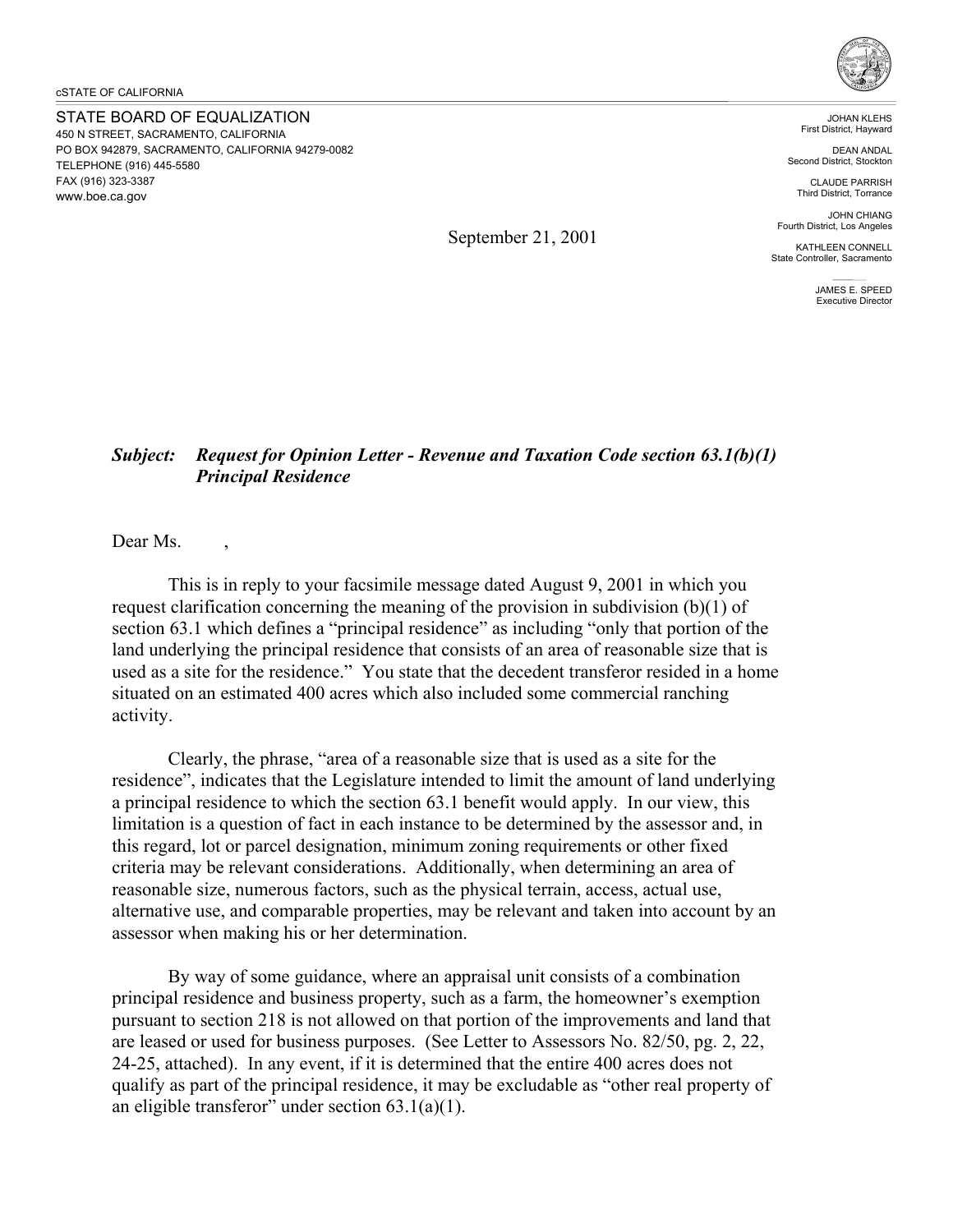cSTATE OF CALIFORNIA

STATE BOARD OF EQUALIZATION
450 N STREET, SACRAMENTO, CALIFORNIA
PO BOX 942879, SACRAMENTO, CALIFORNIA 94279-0082
TELEPHONE (916) 445-5580
FAX (916) 323-3387
www.boe.ca.gov

JOHAN KLEHS
First District, Hayward

DEAN ANDAL
Second District, Stockton

CLAUDE PARRISH
Third District, Torrance

JOHN CHIANG
Fourth District, Los Angeles

KATHLEEN CONNELL
State Controller, Sacramento

JAMES E. SPEED
Executive Director

September 21, 2001

***Subject: Request for Opinion Letter - Revenue and Taxation Code section 63.1(b)(1) Principal Residence***

Dear Ms. ,

This is in reply to your facsimile message dated August 9, 2001 in which you request clarification concerning the meaning of the provision in subdivision (b)(1) of section 63.1 which defines a "principal residence" as including "only that portion of the land underlying the principal residence that consists of an area of reasonable size that is used as a site for the residence." You state that the decedent transferor resided in a home situated on an estimated 400 acres which also included some commercial ranching activity.

Clearly, the phrase, "area of a reasonable size that is used as a site for the residence", indicates that the Legislature intended to limit the amount of land underlying a principal residence to which the section 63.1 benefit would apply. In our view, this limitation is a question of fact in each instance to be determined by the assessor and, in this regard, lot or parcel designation, minimum zoning requirements or other fixed criteria may be relevant considerations. Additionally, when determining an area of reasonable size, numerous factors, such as the physical terrain, access, actual use, alternative use, and comparable properties, may be relevant and taken into account by an assessor when making his or her determination.

By way of some guidance, where an appraisal unit consists of a combination principal residence and business property, such as a farm, the homeowner's exemption pursuant to section 218 is not allowed on that portion of the improvements and land that are leased or used for business purposes. (See Letter to Assessors No. 82/50, pg. 2, 22, 24-25, attached). In any event, if it is determined that the entire 400 acres does not qualify as part of the principal residence, it may be excludable as "other real property of an eligible transferor" under section 63.1(a)(1).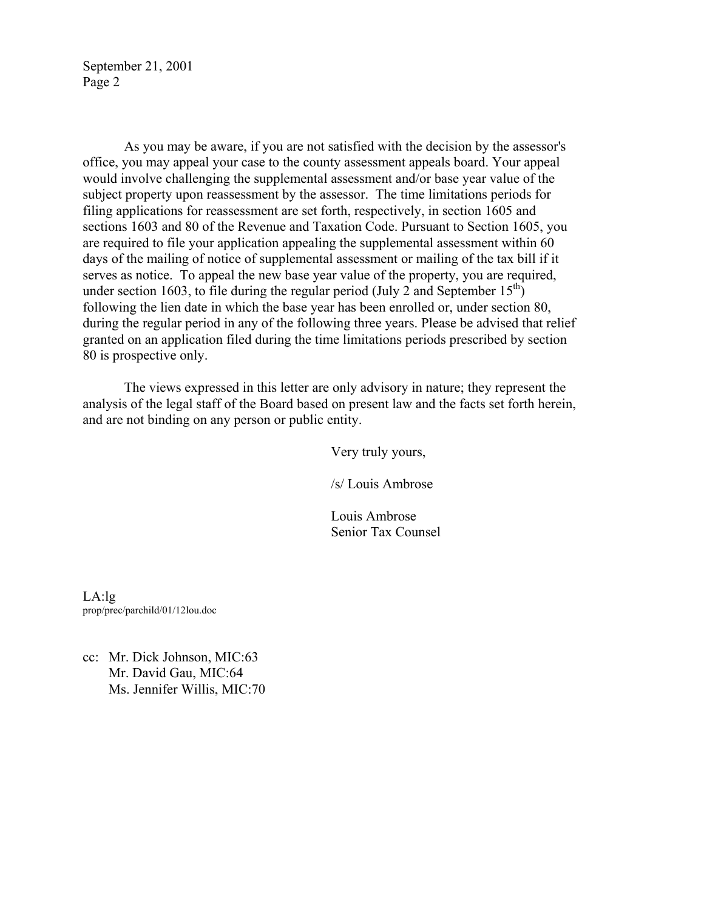As you may be aware, if you are not satisfied with the decision by the assessor's office, you may appeal your case to the county assessment appeals board. Your appeal would involve challenging the supplemental assessment and/or base year value of the subject property upon reassessment by the assessor. The time limitations periods for filing applications for reassessment are set forth, respectively, in section 1605 and sections 1603 and 80 of the Revenue and Taxation Code. Pursuant to Section 1605, you are required to file your application appealing the supplemental assessment within 60 days of the mailing of notice of supplemental assessment or mailing of the tax bill if it serves as notice. To appeal the new base year value of the property, you are required, under section 1603, to file during the regular period (July 2 and September 15th) following the lien date in which the base year has been enrolled or, under section 80, during the regular period in any of the following three years. Please be advised that relief granted on an application filed during the time limitations periods prescribed by section 80 is prospective only.

The views expressed in this letter are only advisory in nature; they represent the analysis of the legal staff of the Board based on present law and the facts set forth herein, and are not binding on any person or public entity.

Very truly yours,

/s/ Louis Ambrose

Louis Ambrose
Senior Tax Counsel

LA:lg
prop/prec/parchild/01/12lou.doc

cc: Mr. Dick Johnson, MIC:63
Mr. David Gau, MIC:64
Ms. Jennifer Willis, MIC:70